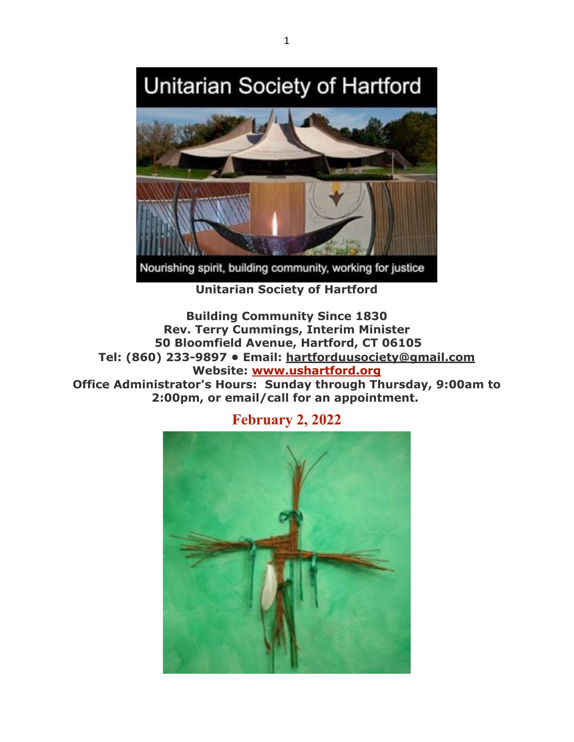**Unitarian Society of Hartford**

**Building Community Since 1830**
**Rev. Terry Cummings, Interim Minister**
**50 Bloomfield Avenue, Hartford, CT 06105**
**Tel: (860) 233-9897 • Email: hartforduusociety@gmail.com**
**Website: www.ushartford.org**
**Office Administrator's Hours: Sunday through Thursday, 9:00am to 2:00pm, or email/call for an appointment.**

## February 2, 2022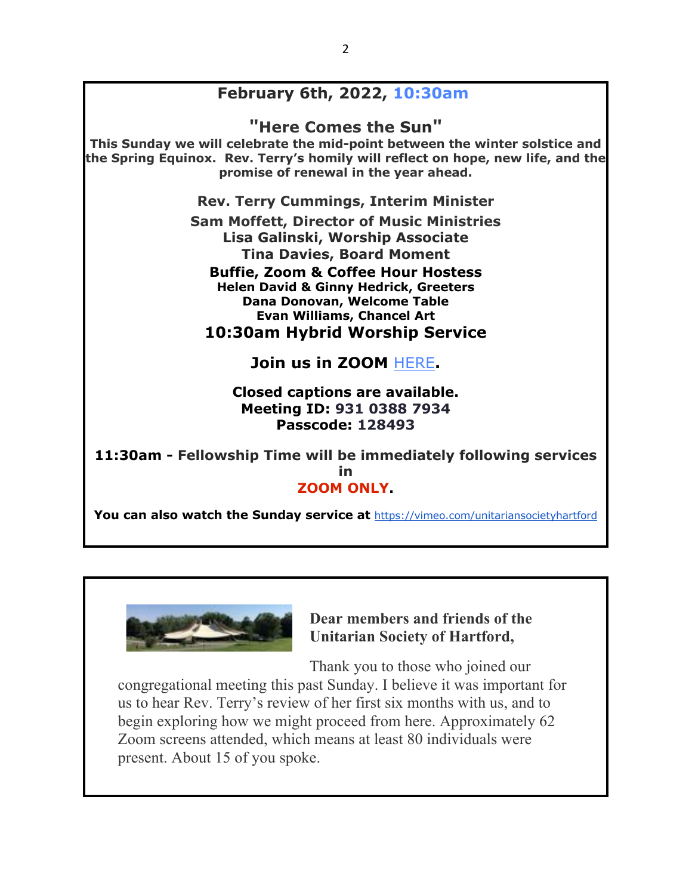## February 6th, 2022, 10:30am

### "Here Comes the Sun"

**This Sunday we will celebrate the mid-point between the winter solstice and the Spring Equinox. Rev. Terry's homily will reflect on hope, new life, and the promise of renewal in the year ahead.**

**Rev. Terry Cummings, Interim Minister**

**Sam Moffett, Director of Music Ministries**
**Lisa Galinski, Worship Associate**
**Tina Davies, Board Moment**
**Buffie, Zoom & Coffee Hour Hostess**
**Helen David & Ginny Hedrick, Greeters**
**Dana Donovan, Welcome Table**
**Evan Williams, Chancel Art**

**10:30am Hybrid Worship Service**

**Join us in ZOOM HERE.**

**Closed captions are available.**
**Meeting ID: 931 0388 7934**
**Passcode: 128493**

**11:30am - Fellowship Time will be immediately following services in ZOOM ONLY.**

**You can also watch the Sunday service at** https://vimeo.com/unitariansocietyhartford

---

**Dear members and friends of the Unitarian Society of Hartford,**

Thank you to those who joined our congregational meeting this past Sunday. I believe it was important for us to hear Rev. Terry's review of her first six months with us, and to begin exploring how we might proceed from here. Approximately 62 Zoom screens attended, which means at least 80 individuals were present. About 15 of you spoke.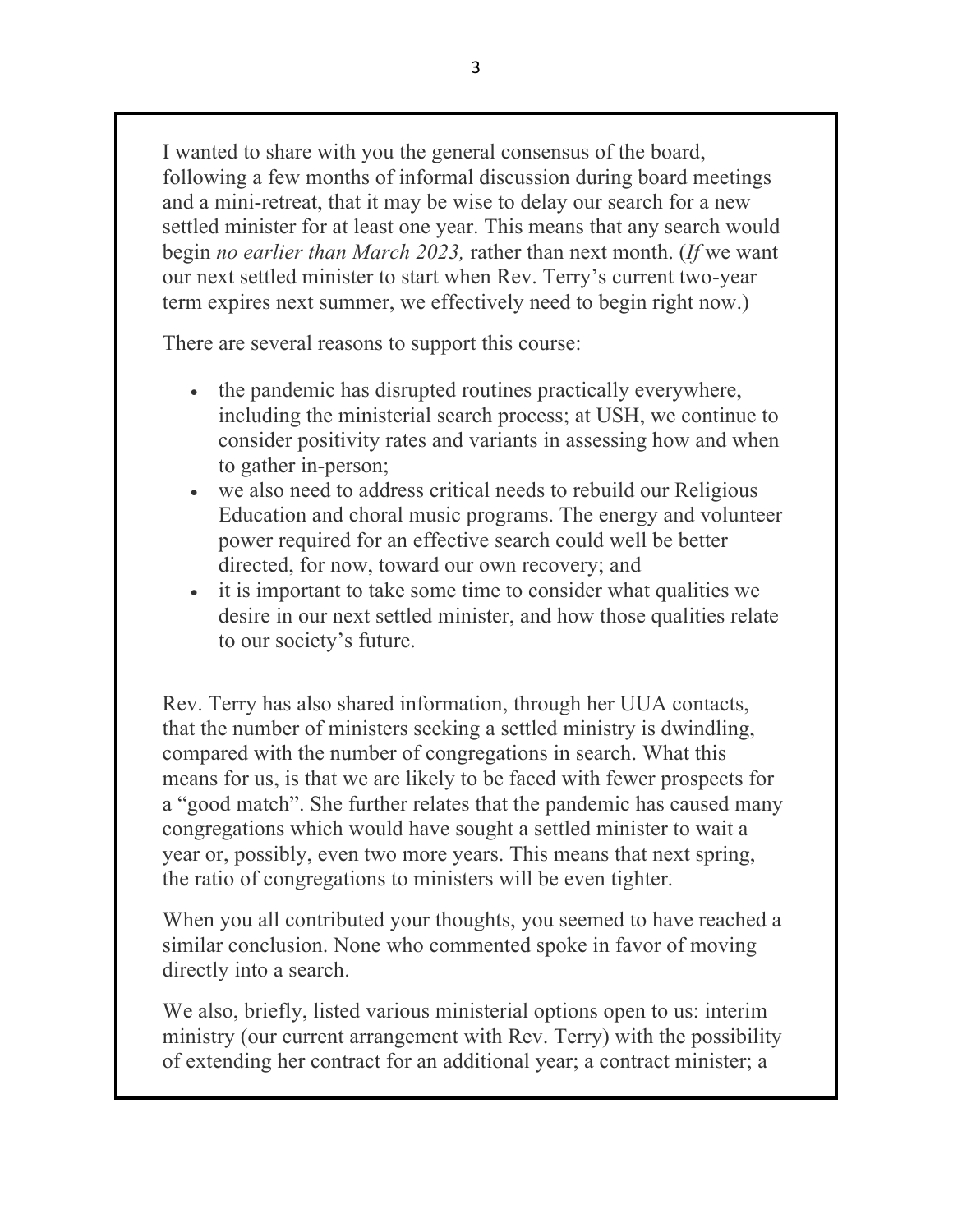I wanted to share with you the general consensus of the board, following a few months of informal discussion during board meetings and a mini-retreat, that it may be wise to delay our search for a new settled minister for at least one year. This means that any search would begin *no earlier than March 2023,* rather than next month. (*If* we want our next settled minister to start when Rev. Terry's current two-year term expires next summer, we effectively need to begin right now.)

There are several reasons to support this course:

- the pandemic has disrupted routines practically everywhere, including the ministerial search process; at USH, we continue to consider positivity rates and variants in assessing how and when to gather in-person;
- we also need to address critical needs to rebuild our Religious Education and choral music programs. The energy and volunteer power required for an effective search could well be better directed, for now, toward our own recovery; and
- it is important to take some time to consider what qualities we desire in our next settled minister, and how those qualities relate to our society's future.

Rev. Terry has also shared information, through her UUA contacts, that the number of ministers seeking a settled ministry is dwindling, compared with the number of congregations in search. What this means for us, is that we are likely to be faced with fewer prospects for a "good match". She further relates that the pandemic has caused many congregations which would have sought a settled minister to wait a year or, possibly, even two more years. This means that next spring, the ratio of congregations to ministers will be even tighter.

When you all contributed your thoughts, you seemed to have reached a similar conclusion. None who commented spoke in favor of moving directly into a search.

We also, briefly, listed various ministerial options open to us: interim ministry (our current arrangement with Rev. Terry) with the possibility of extending her contract for an additional year; a contract minister; a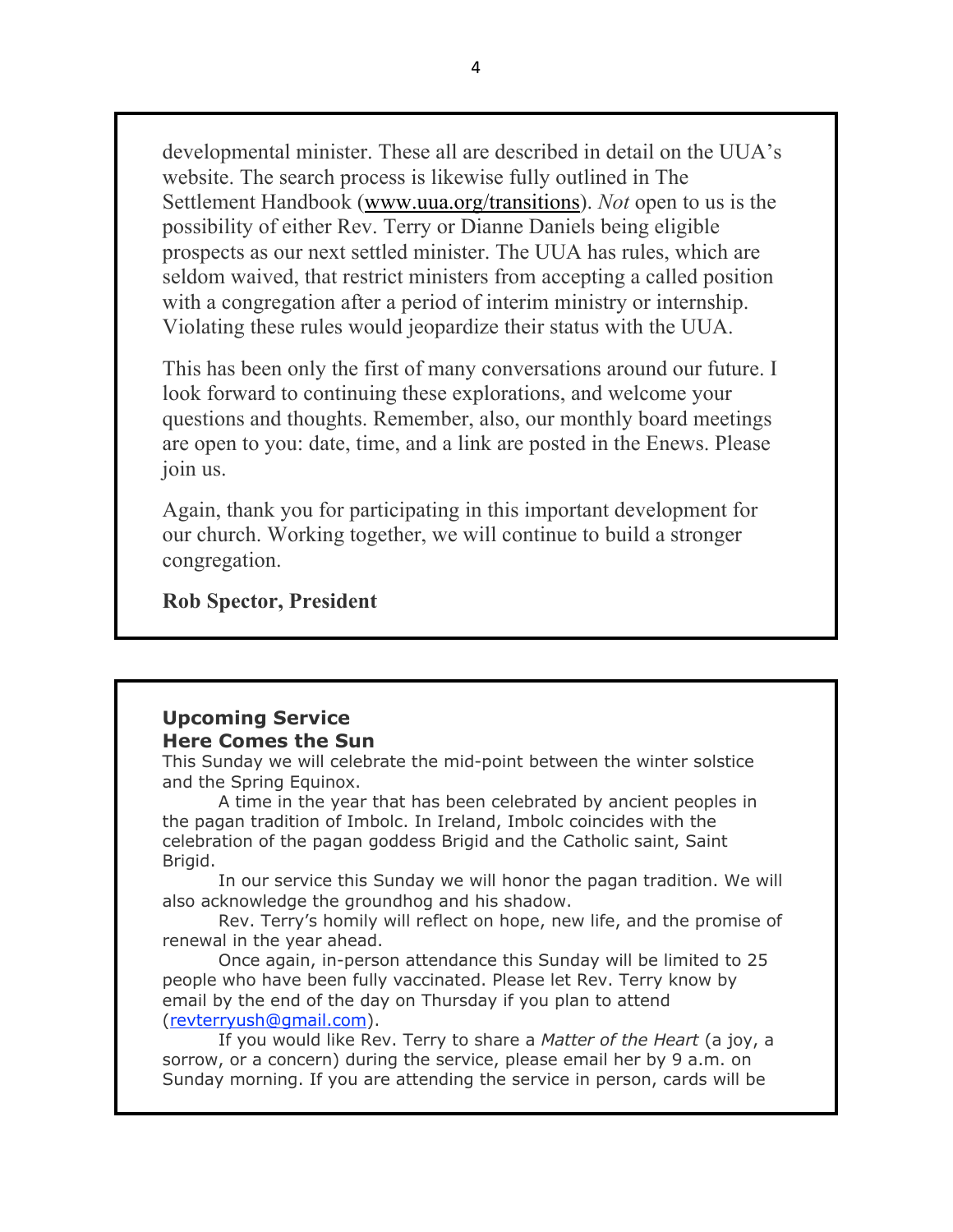developmental minister. These all are described in detail on the UUA's website. The search process is likewise fully outlined in The Settlement Handbook (www.uua.org/transitions). *Not* open to us is the possibility of either Rev. Terry or Dianne Daniels being eligible prospects as our next settled minister. The UUA has rules, which are seldom waived, that restrict ministers from accepting a called position with a congregation after a period of interim ministry or internship. Violating these rules would jeopardize their status with the UUA.

This has been only the first of many conversations around our future. I look forward to continuing these explorations, and welcome your questions and thoughts. Remember, also, our monthly board meetings are open to you: date, time, and a link are posted in the Enews. Please join us.

Again, thank you for participating in this important development for our church. Working together, we will continue to build a stronger congregation.

**Rob Spector, President**

### Upcoming Service
### Here Comes the Sun

This Sunday we will celebrate the mid-point between the winter solstice and the Spring Equinox.

A time in the year that has been celebrated by ancient peoples in the pagan tradition of Imbolc. In Ireland, Imbolc coincides with the celebration of the pagan goddess Brigid and the Catholic saint, Saint Brigid.

In our service this Sunday we will honor the pagan tradition. We will also acknowledge the groundhog and his shadow.

Rev. Terry's homily will reflect on hope, new life, and the promise of renewal in the year ahead.

Once again, in-person attendance this Sunday will be limited to 25 people who have been fully vaccinated. Please let Rev. Terry know by email by the end of the day on Thursday if you plan to attend (revterryush@gmail.com).

If you would like Rev. Terry to share a *Matter of the Heart* (a joy, a sorrow, or a concern) during the service, please email her by 9 a.m. on Sunday morning. If you are attending the service in person, cards will be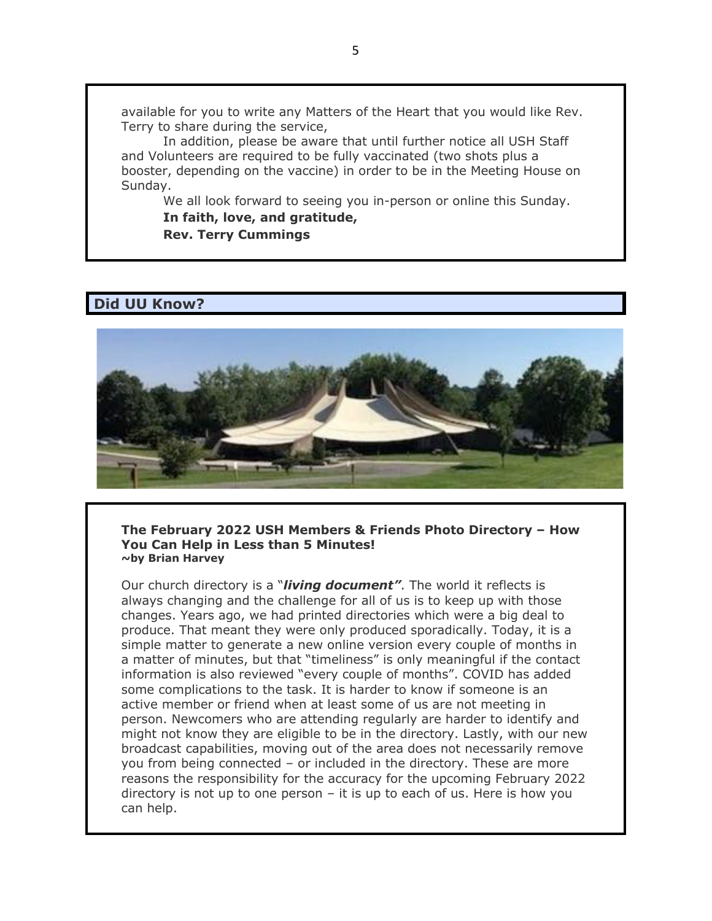available for you to write any Matters of the Heart that you would like Rev. Terry to share during the service,

In addition, please be aware that until further notice all USH Staff and Volunteers are required to be fully vaccinated (two shots plus a booster, depending on the vaccine) in order to be in the Meeting House on Sunday.

We all look forward to seeing you in-person or online this Sunday.

**In faith, love, and gratitude,**

**Rev. Terry Cummings**

## Did UU Know?

**The February 2022 USH Members & Friends Photo Directory – How You Can Help in Less than 5 Minutes!**
**~by Brian Harvey**

Our church directory is a "***living document"***. The world it reflects is always changing and the challenge for all of us is to keep up with those changes. Years ago, we had printed directories which were a big deal to produce. That meant they were only produced sporadically. Today, it is a simple matter to generate a new online version every couple of months in a matter of minutes, but that "timeliness" is only meaningful if the contact information is also reviewed "every couple of months". COVID has added some complications to the task. It is harder to know if someone is an active member or friend when at least some of us are not meeting in person. Newcomers who are attending regularly are harder to identify and might not know they are eligible to be in the directory. Lastly, with our new broadcast capabilities, moving out of the area does not necessarily remove you from being connected – or included in the directory. These are more reasons the responsibility for the accuracy for the upcoming February 2022 directory is not up to one person – it is up to each of us. Here is how you can help.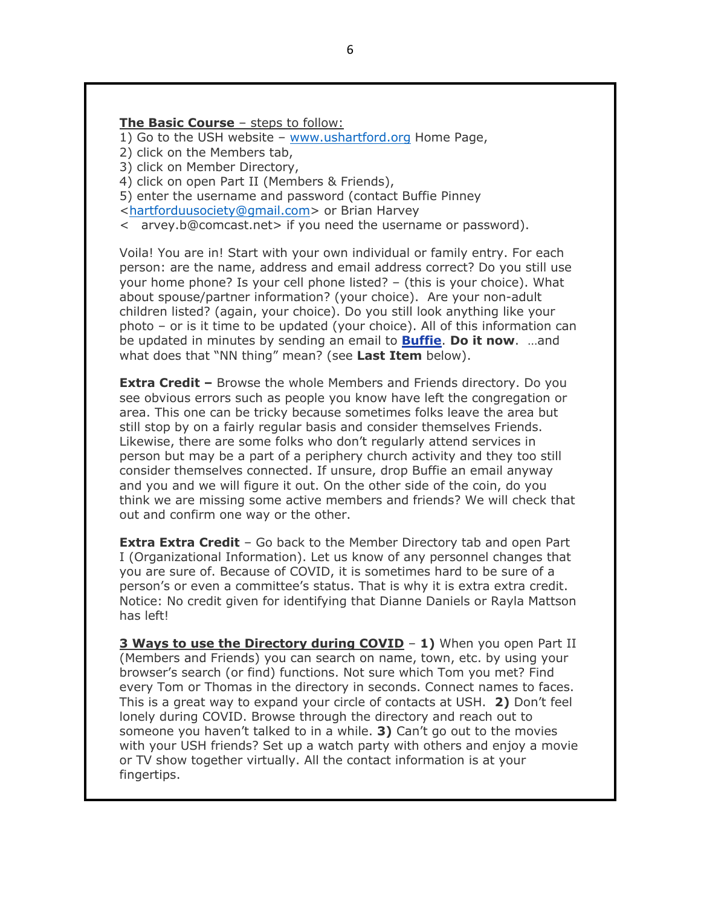**The Basic Course** – steps to follow:

1) Go to the USH website – www.ushartford.org Home Page,
2) click on the Members tab,
3) click on Member Directory,
4) click on open Part II (Members & Friends),
5) enter the username and password (contact Buffie Pinney <hartforduusociety@gmail.com> or Brian Harvey < arvey.b@comcast.net> if you need the username or password).

Voila! You are in! Start with your own individual or family entry. For each person: are the name, address and email address correct? Do you still use your home phone? Is your cell phone listed? – (this is your choice). What about spouse/partner information? (your choice). Are your non-adult children listed? (again, your choice). Do you still look anything like your photo – or is it time to be updated (your choice). All of this information can be updated in minutes by sending an email to **Buffie**. **Do it now**. …and what does that "NN thing" mean? (see **Last Item** below).

**Extra Credit –** Browse the whole Members and Friends directory. Do you see obvious errors such as people you know have left the congregation or area. This one can be tricky because sometimes folks leave the area but still stop by on a fairly regular basis and consider themselves Friends. Likewise, there are some folks who don't regularly attend services in person but may be a part of a periphery church activity and they too still consider themselves connected. If unsure, drop Buffie an email anyway and you and we will figure it out. On the other side of the coin, do you think we are missing some active members and friends? We will check that out and confirm one way or the other.

**Extra Extra Credit** – Go back to the Member Directory tab and open Part I (Organizational Information). Let us know of any personnel changes that you are sure of. Because of COVID, it is sometimes hard to be sure of a person's or even a committee's status. That is why it is extra extra credit. Notice: No credit given for identifying that Dianne Daniels or Rayla Mattson has left!

**3 Ways to use the Directory during COVID** – **1)** When you open Part II (Members and Friends) you can search on name, town, etc. by using your browser's search (or find) functions. Not sure which Tom you met? Find every Tom or Thomas in the directory in seconds. Connect names to faces. This is a great way to expand your circle of contacts at USH. **2)** Don't feel lonely during COVID. Browse through the directory and reach out to someone you haven't talked to in a while. **3)** Can't go out to the movies with your USH friends? Set up a watch party with others and enjoy a movie or TV show together virtually. All the contact information is at your fingertips.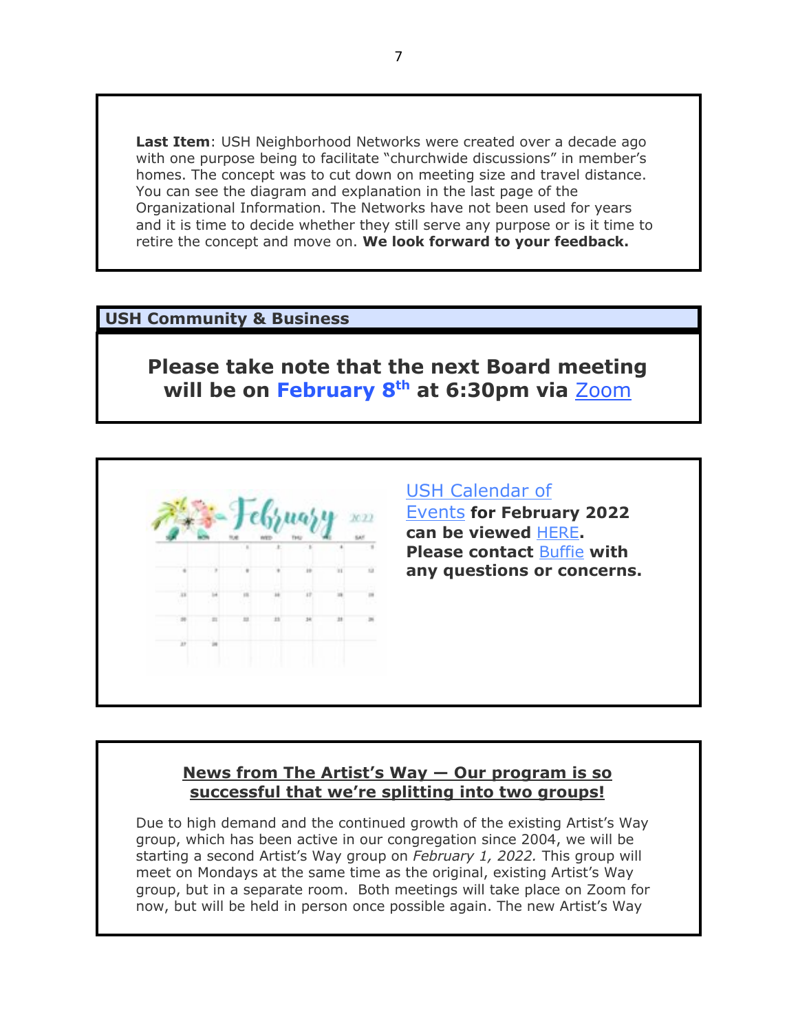**Last Item**: USH Neighborhood Networks were created over a decade ago with one purpose being to facilitate "churchwide discussions" in member's homes. The concept was to cut down on meeting size and travel distance. You can see the diagram and explanation in the last page of the Organizational Information. The Networks have not been used for years and it is time to decide whether they still serve any purpose or is it time to retire the concept and move on. **We look forward to your feedback.**

## USH Community & Business

**Please take note that the next Board meeting will be on February 8th at 6:30pm via Zoom**

USH Calendar of Events **for February 2022 can be viewed** HERE**. Please contact** Buffie **with any questions or concerns.**

**News from The Artist's Way — Our program is so successful that we're splitting into two groups!**

Due to high demand and the continued growth of the existing Artist's Way group, which has been active in our congregation since 2004, we will be starting a second Artist's Way group on *February 1, 2022.* This group will meet on Mondays at the same time as the original, existing Artist's Way group, but in a separate room. Both meetings will take place on Zoom for now, but will be held in person once possible again. The new Artist's Way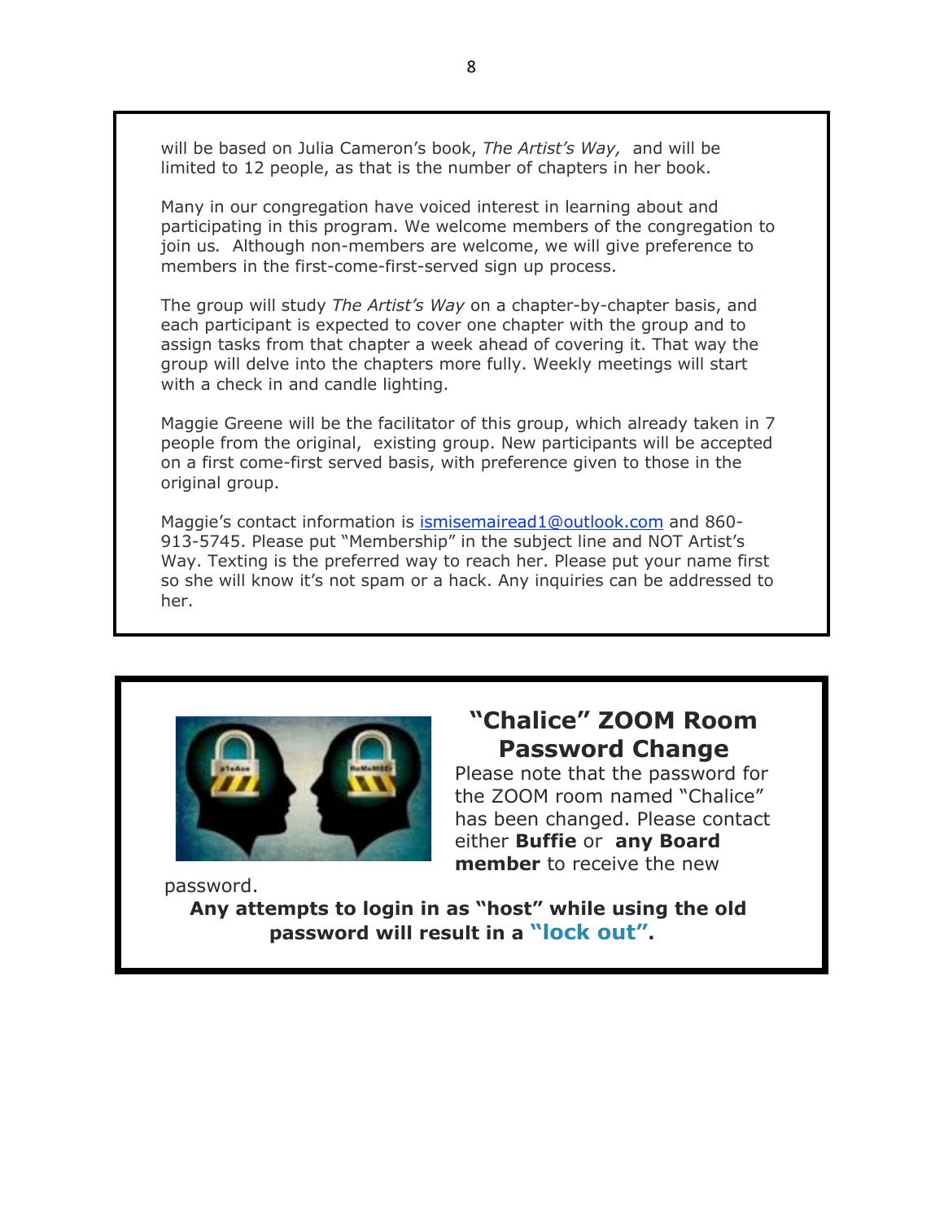will be based on Julia Cameron's book, *The Artist's Way,* and will be limited to 12 people, as that is the number of chapters in her book.

Many in our congregation have voiced interest in learning about and participating in this program. We welcome members of the congregation to join us. Although non-members are welcome, we will give preference to members in the first-come-first-served sign up process.

The group will study *The Artist's Way* on a chapter-by-chapter basis, and each participant is expected to cover one chapter with the group and to assign tasks from that chapter a week ahead of covering it. That way the group will delve into the chapters more fully. Weekly meetings will start with a check in and candle lighting.

Maggie Greene will be the facilitator of this group, which already taken in 7 people from the original, existing group. New participants will be accepted on a first come-first served basis, with preference given to those in the original group.

Maggie's contact information is ismisemairead1@outlook.com and 860-913-5745. Please put "Membership" in the subject line and NOT Artist's Way. Texting is the preferred way to reach her. Please put your name first so she will know it's not spam or a hack. Any inquiries can be addressed to her.

## "Chalice" ZOOM Room Password Change

Please note that the password for the ZOOM room named "Chalice" has been changed. Please contact either **Buffie** or **any Board member** to receive the new password.

**Any attempts to login in as "host" while using the old password will result in a "lock out".**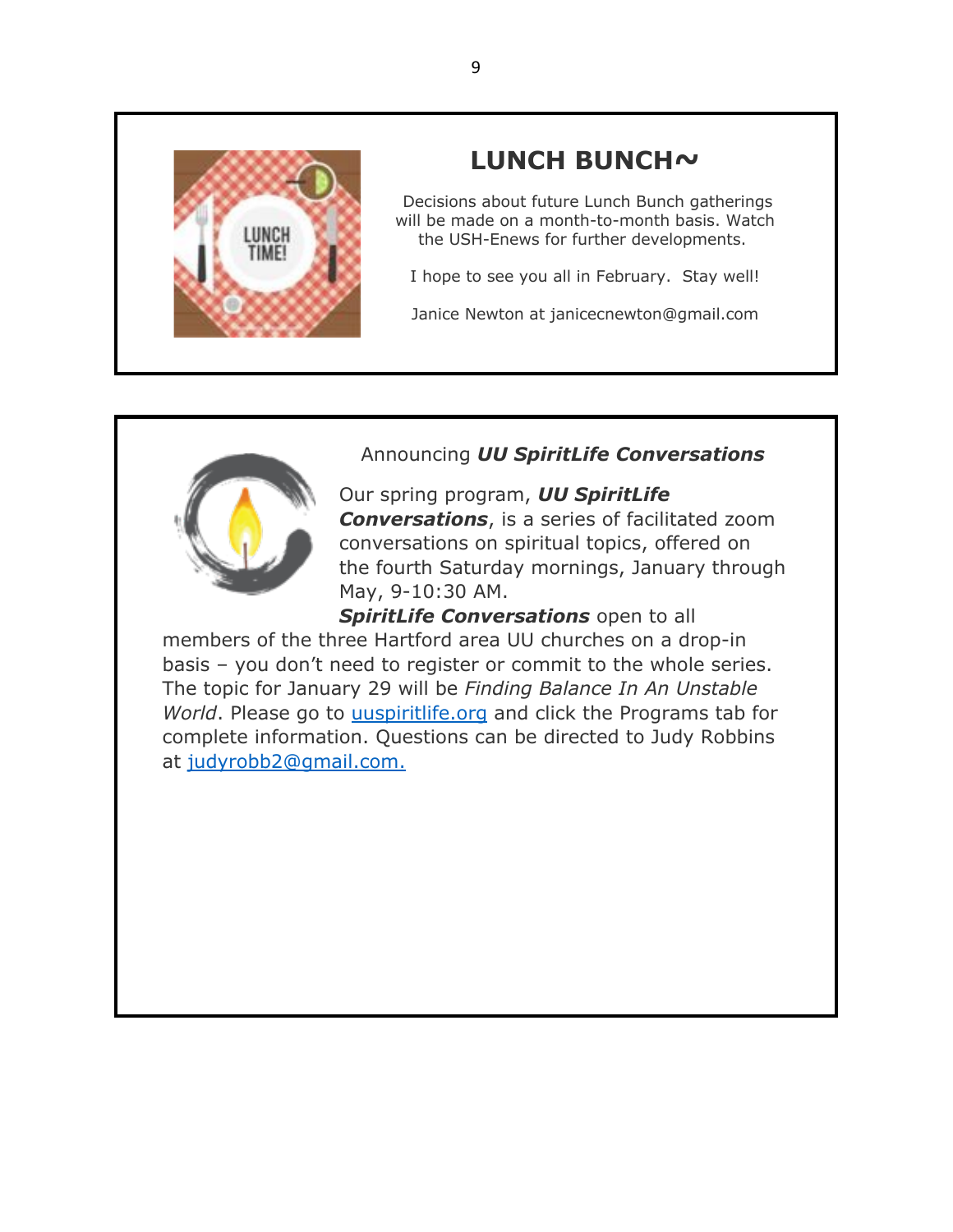## LUNCH BUNCH~

Decisions about future Lunch Bunch gatherings will be made on a month-to-month basis. Watch the USH-Enews for further developments.

I hope to see you all in February.  Stay well!

Janice Newton at janicecnewton@gmail.com

Announcing ***UU SpiritLife Conversations***

Our spring program, ***UU SpiritLife Conversations***, is a series of facilitated zoom conversations on spiritual topics, offered on the fourth Saturday mornings, January through May, 9-10:30 AM.

***SpiritLife Conversations*** open to all members of the three Hartford area UU churches on a drop-in basis – you don't need to register or commit to the whole series. The topic for January 29 will be *Finding Balance In An Unstable World*. Please go to [uuspiritlife.org](uuspiritlife.org) and click the Programs tab for complete information. Questions can be directed to Judy Robbins at [judyrobb2@gmail.com.](mailto:judyrobb2@gmail.com)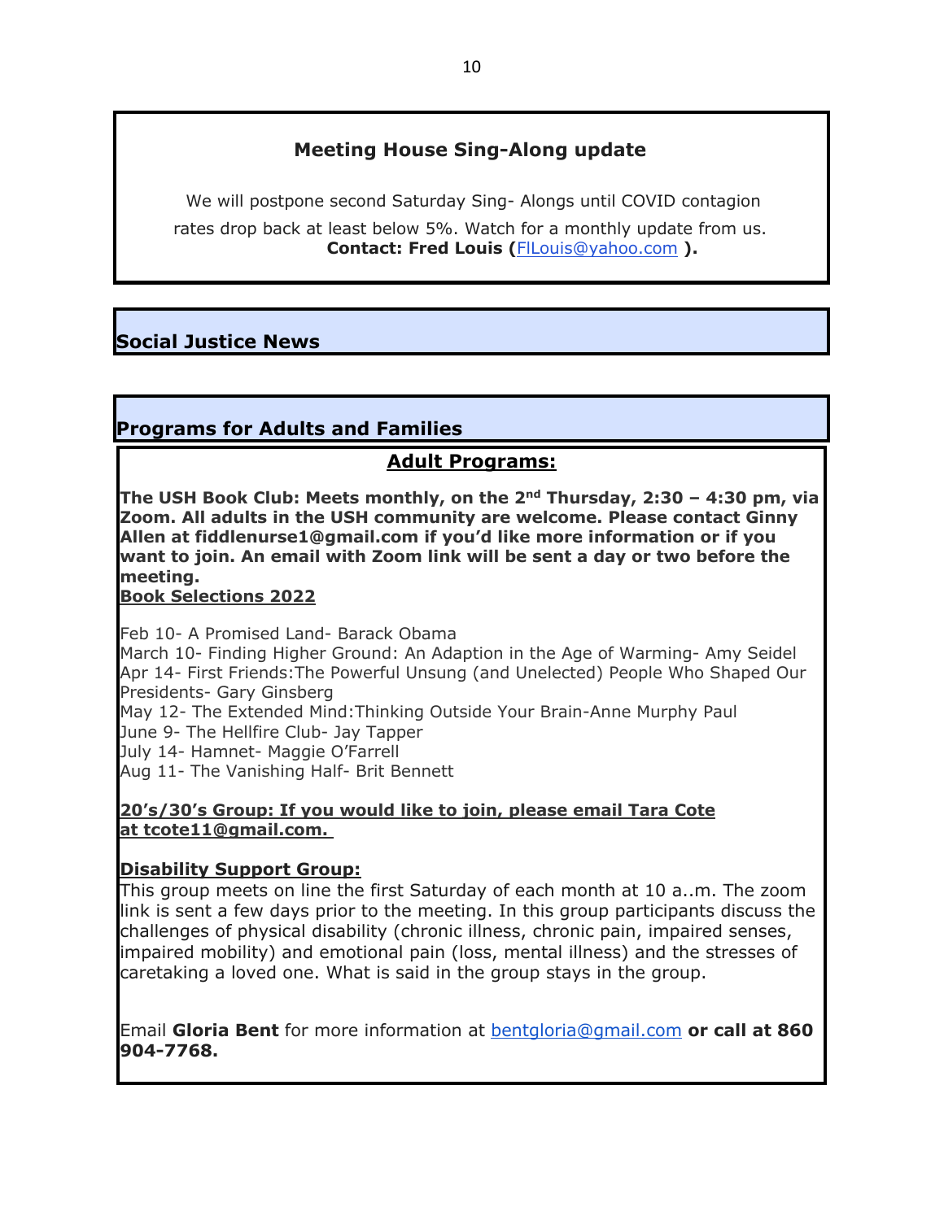## Meeting House Sing-Along update

We will postpone second Saturday Sing- Alongs until COVID contagion rates drop back at least below 5%. Watch for a monthly update from us.

**Contact: Fred Louis (FlLouis@yahoo.com ).**

## Social Justice News

## Programs for Adults and Families

### Adult Programs:

**The USH Book Club: Meets monthly, on the 2nd Thursday, 2:30 – 4:30 pm, via Zoom. All adults in the USH community are welcome. Please contact Ginny Allen at fiddlenurse1@gmail.com if you'd like more information or if you want to join. An email with Zoom link will be sent a day or two before the meeting.**

**Book Selections 2022**

Feb 10- A Promised Land- Barack Obama
March 10- Finding Higher Ground: An Adaption in the Age of Warming- Amy Seidel
Apr 14- First Friends:The Powerful Unsung (and Unelected) People Who Shaped Our Presidents- Gary Ginsberg
May 12- The Extended Mind:Thinking Outside Your Brain-Anne Murphy Paul
June 9- The Hellfire Club- Jay Tapper
July 14- Hamnet- Maggie O'Farrell
Aug 11- The Vanishing Half- Brit Bennett

**20's/30's Group: If you would like to join, please email Tara Cote at tcote11@gmail.com.**

**Disability Support Group:**

This group meets on line the first Saturday of each month at 10 a..m. The zoom link is sent a few days prior to the meeting. In this group participants discuss the challenges of physical disability (chronic illness, chronic pain, impaired senses, impaired mobility) and emotional pain (loss, mental illness) and the stresses of caretaking a loved one. What is said in the group stays in the group.

Email **Gloria Bent** for more information at bentgloria@gmail.com **or call at 860 904-7768.**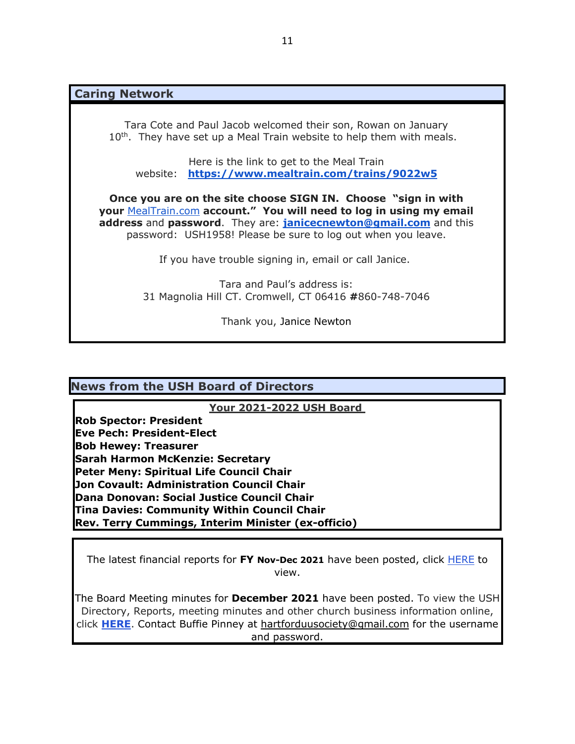## Caring Network

Tara Cote and Paul Jacob welcomed their son, Rowan on January 10th. They have set up a Meal Train website to help them with meals.

Here is the link to get to the Meal Train website: **https://www.mealtrain.com/trains/9022w5**

**Once you are on the site choose SIGN IN. Choose "sign in with your** MealTrain.com **account." You will need to log in using my email address** and **password**. They are: **janicecnewton@gmail.com** and this password: USH1958! Please be sure to log out when you leave.

If you have trouble signing in, email or call Janice.

Tara and Paul's address is:
31 Magnolia Hill CT. Cromwell, CT 06416 **#**860-748-7046

Thank you, Janice Newton

## News from the USH Board of Directors

**Your 2021-2022 USH Board**

**Rob Spector: President**
**Eve Pech: President-Elect**
**Bob Hewey: Treasurer**
**Sarah Harmon McKenzie: Secretary**
**Peter Meny: Spiritual Life Council Chair**
**Jon Covault: Administration Council Chair**
**Dana Donovan: Social Justice Council Chair**
**Tina Davies: Community Within Council Chair**
**Rev. Terry Cummings, Interim Minister (ex-officio)**

The latest financial reports for **FY Nov-Dec 2021** have been posted, click HERE to view.

The Board Meeting minutes for **December 2021** have been posted. To view the USH Directory, Reports, meeting minutes and other church business information online, click **HERE**. Contact Buffie Pinney at hartforduusociety@gmail.com for the username and password.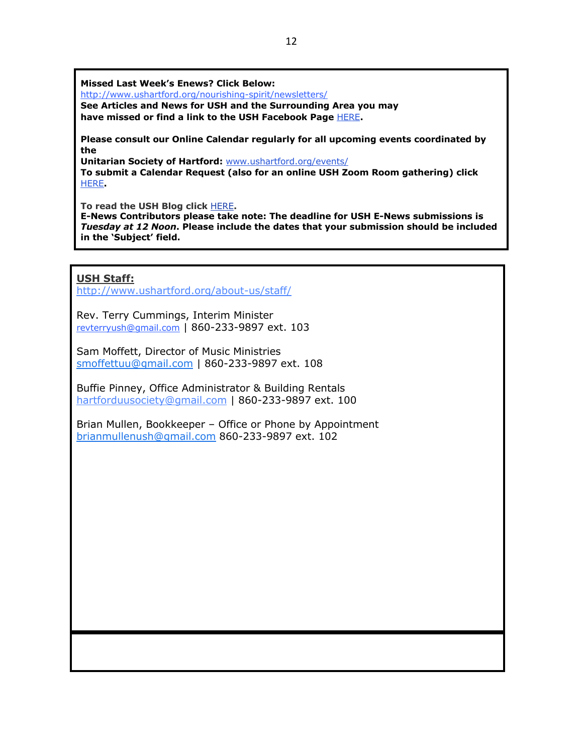**Missed Last Week's Enews? Click Below:**
http://www.ushartford.org/nourishing-spirit/newsletters/
**See Articles and News for USH and the Surrounding Area you may have missed or find a link to the USH Facebook Page** HERE**.**

**Please consult our Online Calendar regularly for all upcoming events coordinated by the**
**Unitarian Society of Hartford:** www.ushartford.org/events/
**To submit a Calendar Request (also for an online USH Zoom Room gathering) click** HERE**.**

**To read the USH Blog click** HERE**.**
**E-News Contributors please take note: The deadline for USH E-News submissions is *Tuesday at 12 Noon*. Please include the dates that your submission should be included in the 'Subject' field.**

**USH Staff:**
http://www.ushartford.org/about-us/staff/

Rev. Terry Cummings, Interim Minister
revterryush@gmail.com | 860-233-9897 ext. 103

Sam Moffett, Director of Music Ministries
smoffettuu@gmail.com | 860-233-9897 ext. 108

Buffie Pinney, Office Administrator & Building Rentals
hartforduusociety@gmail.com | 860-233-9897 ext. 100

Brian Mullen, Bookkeeper – Office or Phone by Appointment
brianmullenush@gmail.com 860-233-9897 ext. 102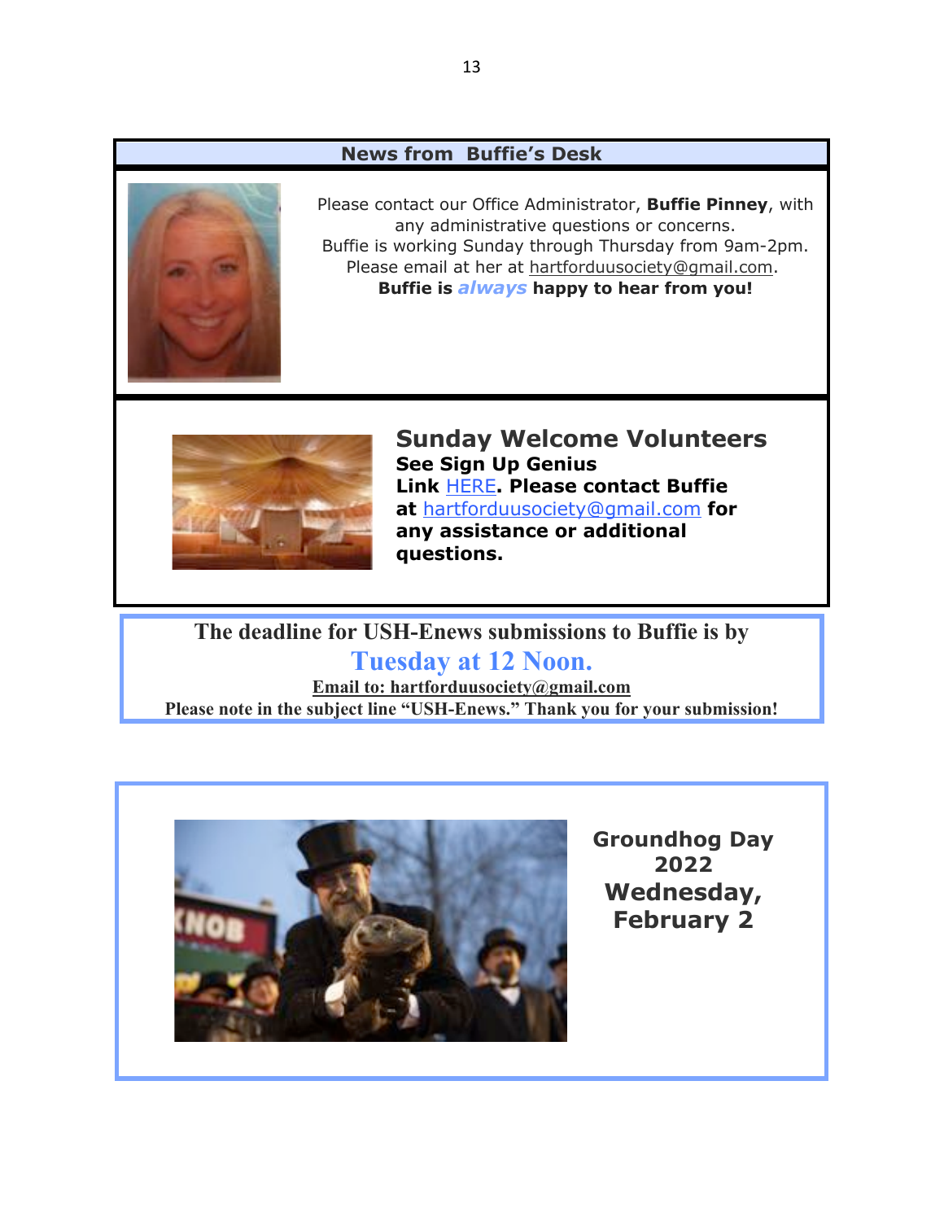## News from Buffie's Desk

Please contact our Office Administrator, **Buffie Pinney**, with any administrative questions or concerns.
Buffie is working Sunday through Thursday from 9am-2pm.
Please email at her at hartforduusociety@gmail.com.
**Buffie is *always* happy to hear from you!**

## Sunday Welcome Volunteers

**See Sign Up Genius Link HERE. Please contact Buffie at hartforduusociety@gmail.com for any assistance or additional questions.**

**The deadline for USH-Enews submissions to Buffie is by**

**Tuesday at 12 Noon.**

**Email to: hartforduusociety@gmail.com**

**Please note in the subject line "USH-Enews." Thank you for your submission!**

**Groundhog Day 2022**
**Wednesday, February 2**